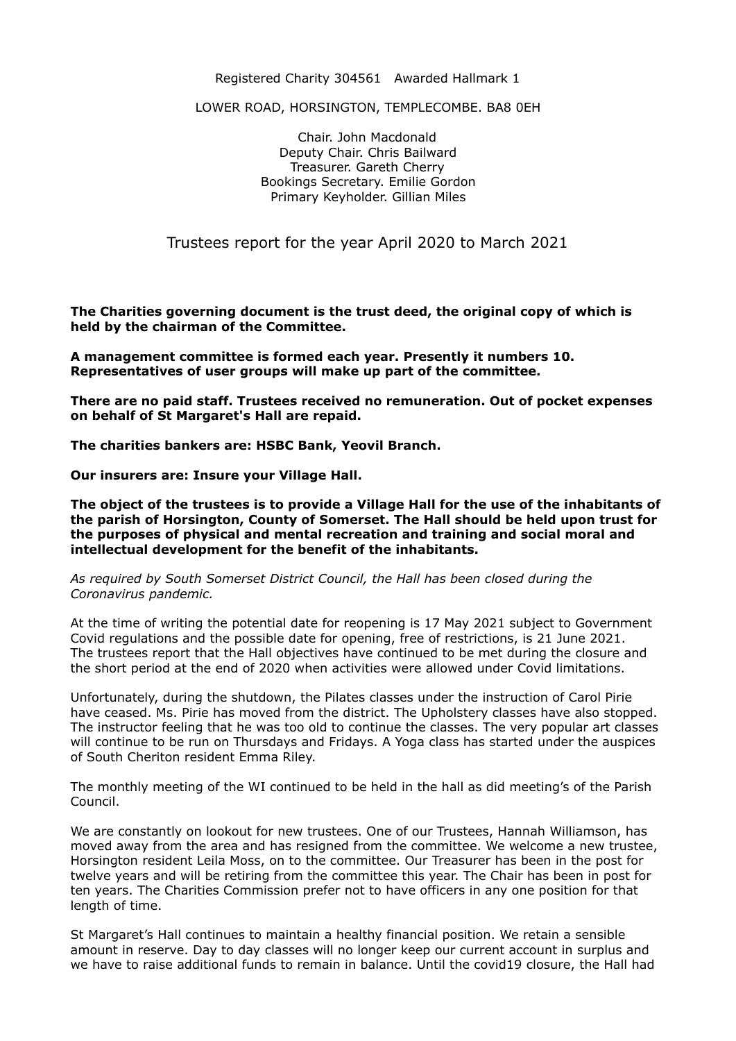Registered Charity 304561 Awarded Hallmark 1

LOWER ROAD, HORSINGTON, TEMPLECOMBE. BA8 0EH

Chair. John Macdonald
Deputy Chair. Chris Bailward
Treasurer. Gareth Cherry
Bookings Secretary. Emilie Gordon
Primary Keyholder. Gillian Miles

# Trustees report for the year April 2020 to March 2021

**The Charities governing document is the trust deed, the original copy of which is held by the chairman of the Committee.**

**A management committee is formed each year. Presently it numbers 10. Representatives of user groups will make up part of the committee.**

**There are no paid staff. Trustees received no remuneration. Out of pocket expenses on behalf of St Margaret's Hall are repaid.**

**The charities bankers are: HSBC Bank, Yeovil Branch.**

**Our insurers are: Insure your Village Hall.**

**The object of the trustees is to provide a Village Hall for the use of the inhabitants of the parish of Horsington, County of Somerset. The Hall should be held upon trust for the purposes of physical and mental recreation and training and social moral and intellectual development for the benefit of the inhabitants.**

*As required by South Somerset District Council, the Hall has been closed during the Coronavirus pandemic.*

At the time of writing the potential date for reopening is 17 May 2021 subject to Government Covid regulations and the possible date for opening, free of restrictions, is 21 June 2021. The trustees report that the Hall objectives have continued to be met during the closure and the short period at the end of 2020 when activities were allowed under Covid limitations.

Unfortunately, during the shutdown, the Pilates classes under the instruction of Carol Pirie have ceased. Ms. Pirie has moved from the district. The Upholstery classes have also stopped. The instructor feeling that he was too old to continue the classes. The very popular art classes will continue to be run on Thursdays and Fridays. A Yoga class has started under the auspices of South Cheriton resident Emma Riley.

The monthly meeting of the WI continued to be held in the hall as did meeting's of the Parish Council.

We are constantly on lookout for new trustees. One of our Trustees, Hannah Williamson, has moved away from the area and has resigned from the committee. We welcome a new trustee, Horsington resident Leila Moss, on to the committee. Our Treasurer has been in the post for twelve years and will be retiring from the committee this year. The Chair has been in post for ten years. The Charities Commission prefer not to have officers in any one position for that length of time.

St Margaret's Hall continues to maintain a healthy financial position. We retain a sensible amount in reserve. Day to day classes will no longer keep our current account in surplus and we have to raise additional funds to remain in balance. Until the covid19 closure, the Hall had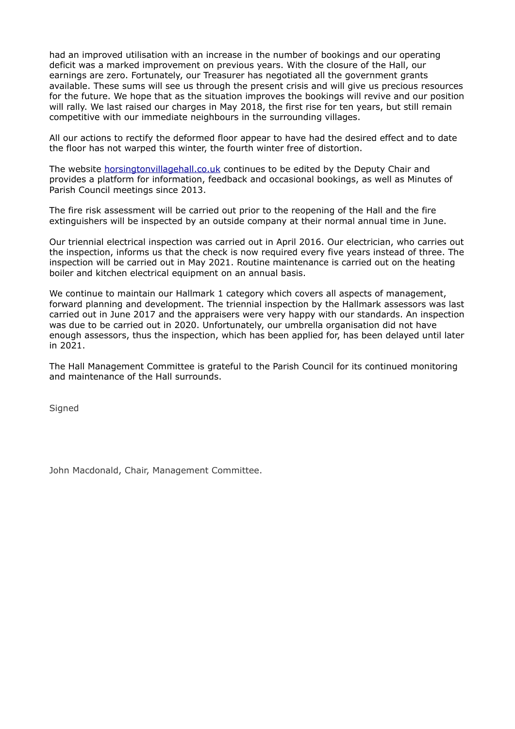had an improved utilisation with an increase in the number of bookings and our operating deficit was a marked improvement on previous years. With the closure of the Hall, our earnings are zero. Fortunately, our Treasurer has negotiated all the government grants available. These sums will see us through the present crisis and will give us precious resources for the future. We hope that as the situation improves the bookings will revive and our position will rally. We last raised our charges in May 2018, the first rise for ten years, but still remain competitive with our immediate neighbours in the surrounding villages.

All our actions to rectify the deformed floor appear to have had the desired effect and to date the floor has not warped this winter, the fourth winter free of distortion.

The website [horsingtonvillagehall.co.uk](horsingtonvillagehall.co.uk) continues to be edited by the Deputy Chair and provides a platform for information, feedback and occasional bookings, as well as Minutes of Parish Council meetings since 2013.

The fire risk assessment will be carried out prior to the reopening of the Hall and the fire extinguishers will be inspected by an outside company at their normal annual time in June.

Our triennial electrical inspection was carried out in April 2016. Our electrician, who carries out the inspection, informs us that the check is now required every five years instead of three. The inspection will be carried out in May 2021. Routine maintenance is carried out on the heating boiler and kitchen electrical equipment on an annual basis.

We continue to maintain our Hallmark 1 category which covers all aspects of management, forward planning and development. The triennial inspection by the Hallmark assessors was last carried out in June 2017 and the appraisers were very happy with our standards. An inspection was due to be carried out in 2020. Unfortunately, our umbrella organisation did not have enough assessors, thus the inspection, which has been applied for, has been delayed until later in 2021.

The Hall Management Committee is grateful to the Parish Council for its continued monitoring and maintenance of the Hall surrounds.

Signed

John Macdonald, Chair, Management Committee.